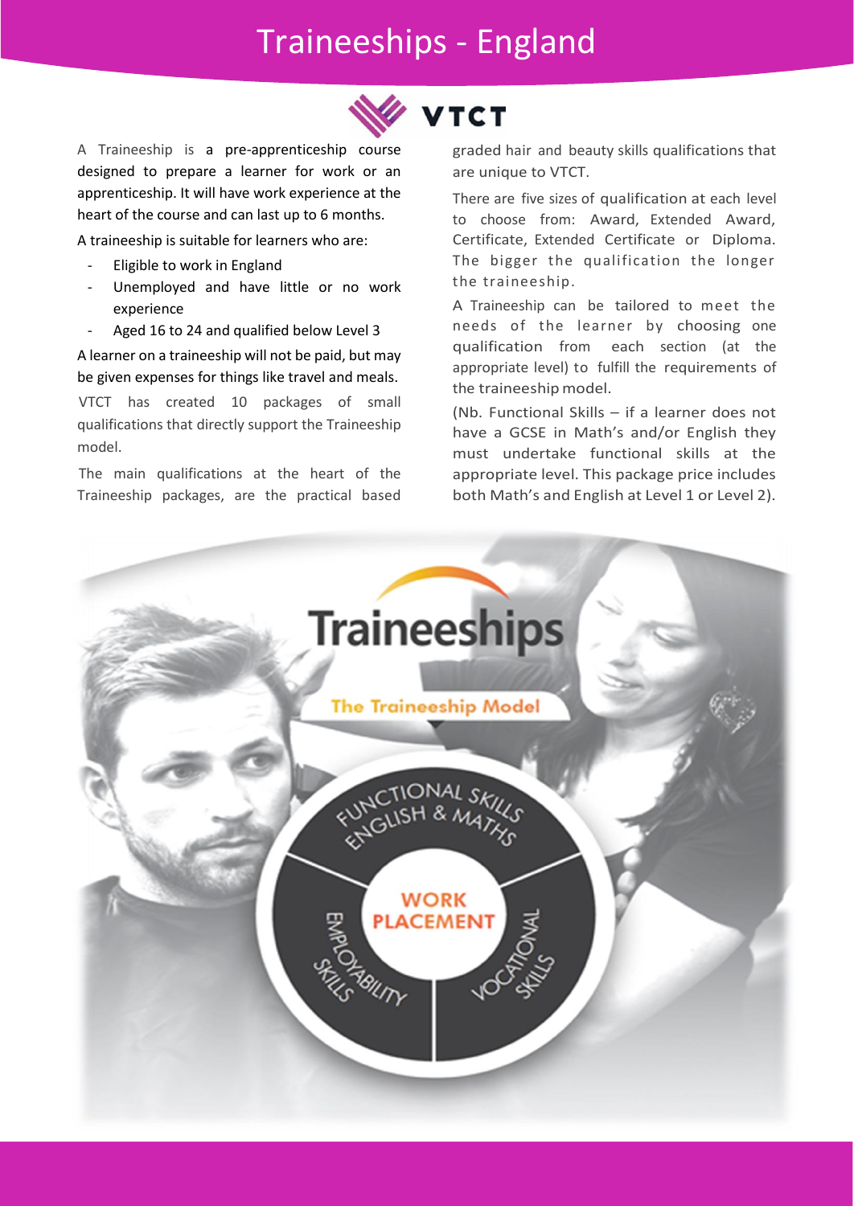# Traineeships - England

A Traineeship is a pre-apprenticeship course designed to prepare a learner for work or an apprenticeship. It will have work experience at the heart of the course and can last up to 6 months.

A traineeship is suitable for learners who are:

- Eligible to work in England
- Unemployed and have little or no work experience
- Aged 16 to 24 and qualified below Level 3

A learner on a traineeship will not be paid, but may be given expenses for things like travel and meals.

VTCT has created 10 packages of small qualifications that directly support the Traineeship model.

The main qualifications at the heart of the Traineeship packages, are the practical based graded hair and beauty skills qualifications that are unique to VTCT.

There are five sizes of qualification at each level to choose from: Award, Extended Award, Certificate, Extended Certificate or Diploma. The bigger the qualification the longer the traineeship.

A Traineeship can be tailored to meet the needs of the learner by choosing one qualification from each section (at the appropriate level) to fulfill the requirements of the traineeship model.

(Nb. Functional Skills – if a learner does not have a GCSE in Math's and/or English they must undertake functional skills at the appropriate level. This package price includes both Math's and English at Level 1 or Level 2).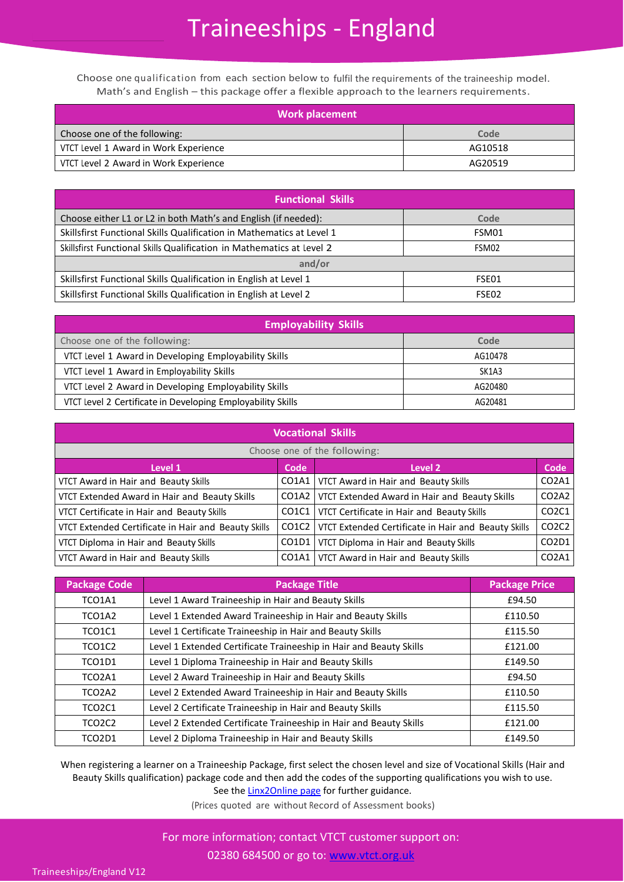# Traineeships - England

Choose one qualification from each section below to fulfil the requirements of the traineeship model. Math's and English – this package offer a flexible approach to the learners requirements.

| Work placement | |
|---|---|
| Choose one of the following: | Code |
| VTCT Level 1 Award in Work Experience | AG10518 |
| VTCT Level 2 Award in Work Experience | AG20519 |

| Functional Skills | |
|---|---|
| Choose either L1 or L2 in both Math's and English (if needed): | Code |
| Skillsfirst Functional Skills Qualification in Mathematics at Level 1 | FSM01 |
| Skillsfirst Functional Skills Qualification in Mathematics at Level 2 | FSM02 |
| and/or | |
| Skillsfirst Functional Skills Qualification in English at Level 1 | FSE01 |
| Skillsfirst Functional Skills Qualification in English at Level 2 | FSE02 |

| Employability Skills | |
|---|---|
| Choose one of the following: | Code |
| VTCT Level 1 Award in Developing Employability Skills | AG10478 |
| VTCT Level 1 Award in Employability Skills | SK1A3 |
| VTCT Level 2 Award in Developing Employability Skills | AG20480 |
| VTCT Level 2 Certificate in Developing Employability Skills | AG20481 |

| Vocational Skills | | | |
|---|---|---|---|
| Choose one of the following: | | | |
| Level 1 | Code | Level 2 | Code |
| VTCT Award in Hair and Beauty Skills | CO1A1 | VTCT Award in Hair and Beauty Skills | CO2A1 |
| VTCT Extended Award in Hair and Beauty Skills | CO1A2 | VTCT Extended Award in Hair and Beauty Skills | CO2A2 |
| VTCT Certificate in Hair and Beauty Skills | CO1C1 | VTCT Certificate in Hair and Beauty Skills | CO2C1 |
| VTCT Extended Certificate in Hair and Beauty Skills | CO1C2 | VTCT Extended Certificate in Hair and Beauty Skills | CO2C2 |
| VTCT Diploma in Hair and Beauty Skills | CO1D1 | VTCT Diploma in Hair and Beauty Skills | CO2D1 |
| VTCT Award in Hair and Beauty Skills | CO1A1 | VTCT Award in Hair and Beauty Skills | CO2A1 |

| Package Code | Package Title | Package Price |
|---|---|---|
| TCO1A1 | Level 1 Award Traineeship in Hair and Beauty Skills | £94.50 |
| TCO1A2 | Level 1 Extended Award Traineeship in Hair and Beauty Skills | £110.50 |
| TCO1C1 | Level 1 Certificate Traineeship in Hair and Beauty Skills | £115.50 |
| TCO1C2 | Level 1 Extended Certificate Traineeship in Hair and Beauty Skills | £121.00 |
| TCO1D1 | Level 1 Diploma Traineeship in Hair and Beauty Skills | £149.50 |
| TCO2A1 | Level 2 Award Traineeship in Hair and Beauty Skills | £94.50 |
| TCO2A2 | Level 2 Extended Award Traineeship in Hair and Beauty Skills | £110.50 |
| TCO2C1 | Level 2 Certificate Traineeship in Hair and Beauty Skills | £115.50 |
| TCO2C2 | Level 2 Extended Certificate Traineeship in Hair and Beauty Skills | £121.00 |
| TCO2D1 | Level 2 Diploma Traineeship in Hair and Beauty Skills | £149.50 |

When registering a learner on a Traineeship Package, first select the chosen level and size of Vocational Skills (Hair and Beauty Skills qualification) package code and then add the codes of the supporting qualifications you wish to use. See the Linx2Online page for further guidance.

(Prices quoted are without Record of Assessment books)

For more information; contact VTCT customer support on: 02380 684500 or go to: www.vtct.org.uk

Traineeships/England V12